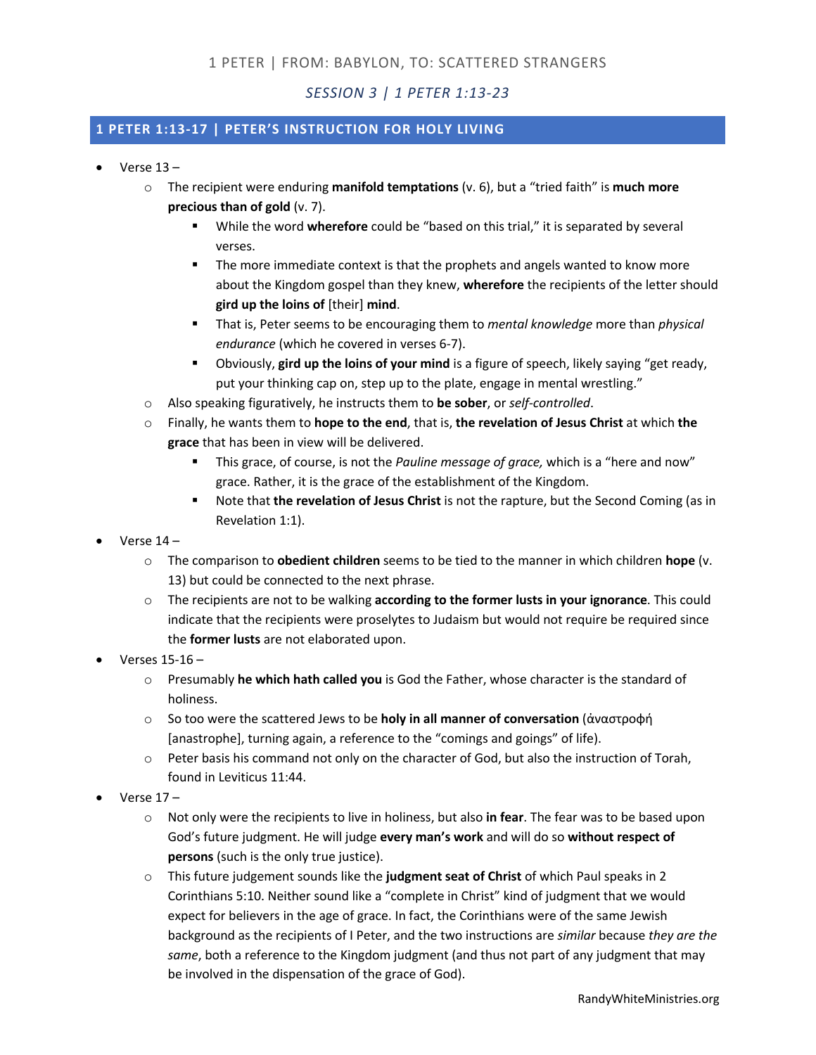1 PETER | FROM: BABYLON, TO: SCATTERED STRANGERS

*SESSION 3 | 1 PETER 1:13-23*

## 1 PETER 1:13-17 | PETER'S INSTRUCTION FOR HOLY LIVING

- Verse 13 –
  - The recipient were enduring **manifold temptations** (v. 6), but a "tried faith" is **much more precious than of gold** (v. 7).
    - While the word **wherefore** could be "based on this trial," it is separated by several verses.
    - The more immediate context is that the prophets and angels wanted to know more about the Kingdom gospel than they knew, **wherefore** the recipients of the letter should **gird up the loins of** [their] **mind**.
    - That is, Peter seems to be encouraging them to *mental knowledge* more than *physical endurance* (which he covered in verses 6-7).
    - Obviously, **gird up the loins of your mind** is a figure of speech, likely saying "get ready, put your thinking cap on, step up to the plate, engage in mental wrestling."
  - Also speaking figuratively, he instructs them to **be sober**, or *self-controlled*.
  - Finally, he wants them to **hope to the end**, that is, **the revelation of Jesus Christ** at which **the grace** that has been in view will be delivered.
    - This grace, of course, is not the *Pauline message of grace,* which is a "here and now" grace. Rather, it is the grace of the establishment of the Kingdom.
    - Note that **the revelation of Jesus Christ** is not the rapture, but the Second Coming (as in Revelation 1:1).
- Verse 14 –
  - The comparison to **obedient children** seems to be tied to the manner in which children **hope** (v. 13) but could be connected to the next phrase.
  - The recipients are not to be walking **according to the former lusts in your ignorance**. This could indicate that the recipients were proselytes to Judaism but would not require be required since the **former lusts** are not elaborated upon.
- Verses 15-16 –
  - Presumably **he which hath called you** is God the Father, whose character is the standard of holiness.
  - So too were the scattered Jews to be **holy in all manner of conversation** (ἀναστροφή [anastrophe], turning again, a reference to the "comings and goings" of life).
  - Peter basis his command not only on the character of God, but also the instruction of Torah, found in Leviticus 11:44.
- Verse 17 –
  - Not only were the recipients to live in holiness, but also **in fear**. The fear was to be based upon God's future judgment. He will judge **every man's work** and will do so **without respect of persons** (such is the only true justice).
  - This future judgement sounds like the **judgment seat of Christ** of which Paul speaks in 2 Corinthians 5:10. Neither sound like a "complete in Christ" kind of judgment that we would expect for believers in the age of grace. In fact, the Corinthians were of the same Jewish background as the recipients of I Peter, and the two instructions are *similar* because *they are the same*, both a reference to the Kingdom judgment (and thus not part of any judgment that may be involved in the dispensation of the grace of God).

RandyWhiteMinistries.org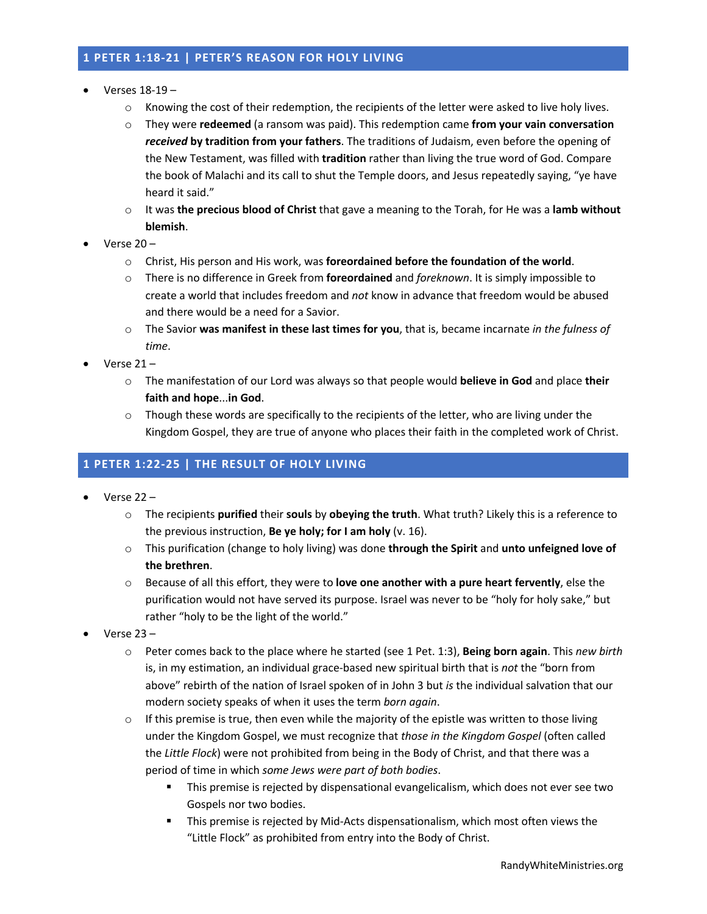## 1 PETER 1:18-21 | PETER'S REASON FOR HOLY LIVING

- Verses 18-19 –
  - Knowing the cost of their redemption, the recipients of the letter were asked to live holy lives.
  - They were **redeemed** (a ransom was paid). This redemption came **from your vain conversation *received* by tradition from your fathers**. The traditions of Judaism, even before the opening of the New Testament, was filled with **tradition** rather than living the true word of God. Compare the book of Malachi and its call to shut the Temple doors, and Jesus repeatedly saying, "ye have heard it said."
  - It was **the precious blood of Christ** that gave a meaning to the Torah, for He was a **lamb without blemish**.
- Verse 20 –
  - Christ, His person and His work, was **foreordained before the foundation of the world**.
  - There is no difference in Greek from **foreordained** and *foreknown*. It is simply impossible to create a world that includes freedom and *not* know in advance that freedom would be abused and there would be a need for a Savior.
  - The Savior **was manifest in these last times for you**, that is, became incarnate *in the fulness of time*.
- Verse 21 –
  - The manifestation of our Lord was always so that people would **believe in God** and place **their faith and hope**...**in God**.
  - Though these words are specifically to the recipients of the letter, who are living under the Kingdom Gospel, they are true of anyone who places their faith in the completed work of Christ.

## 1 PETER 1:22-25 | THE RESULT OF HOLY LIVING

- Verse 22 –
  - The recipients **purified** their **souls** by **obeying the truth**. What truth? Likely this is a reference to the previous instruction, **Be ye holy; for I am holy** (v. 16).
  - This purification (change to holy living) was done **through the Spirit** and **unto unfeigned love of the brethren**.
  - Because of all this effort, they were to **love one another with a pure heart fervently**, else the purification would not have served its purpose. Israel was never to be "holy for holy sake," but rather "holy to be the light of the world."
- Verse 23 –
  - Peter comes back to the place where he started (see 1 Pet. 1:3), **Being born again**. This *new birth* is, in my estimation, an individual grace-based new spiritual birth that is *not* the "born from above" rebirth of the nation of Israel spoken of in John 3 but *is* the individual salvation that our modern society speaks of when it uses the term *born again*.
  - If this premise is true, then even while the majority of the epistle was written to those living under the Kingdom Gospel, we must recognize that *those in the Kingdom Gospel* (often called the *Little Flock*) were not prohibited from being in the Body of Christ, and that there was a period of time in which *some Jews were part of both bodies*.
    - This premise is rejected by dispensational evangelicalism, which does not ever see two Gospels nor two bodies.
    - This premise is rejected by Mid-Acts dispensationalism, which most often views the "Little Flock" as prohibited from entry into the Body of Christ.